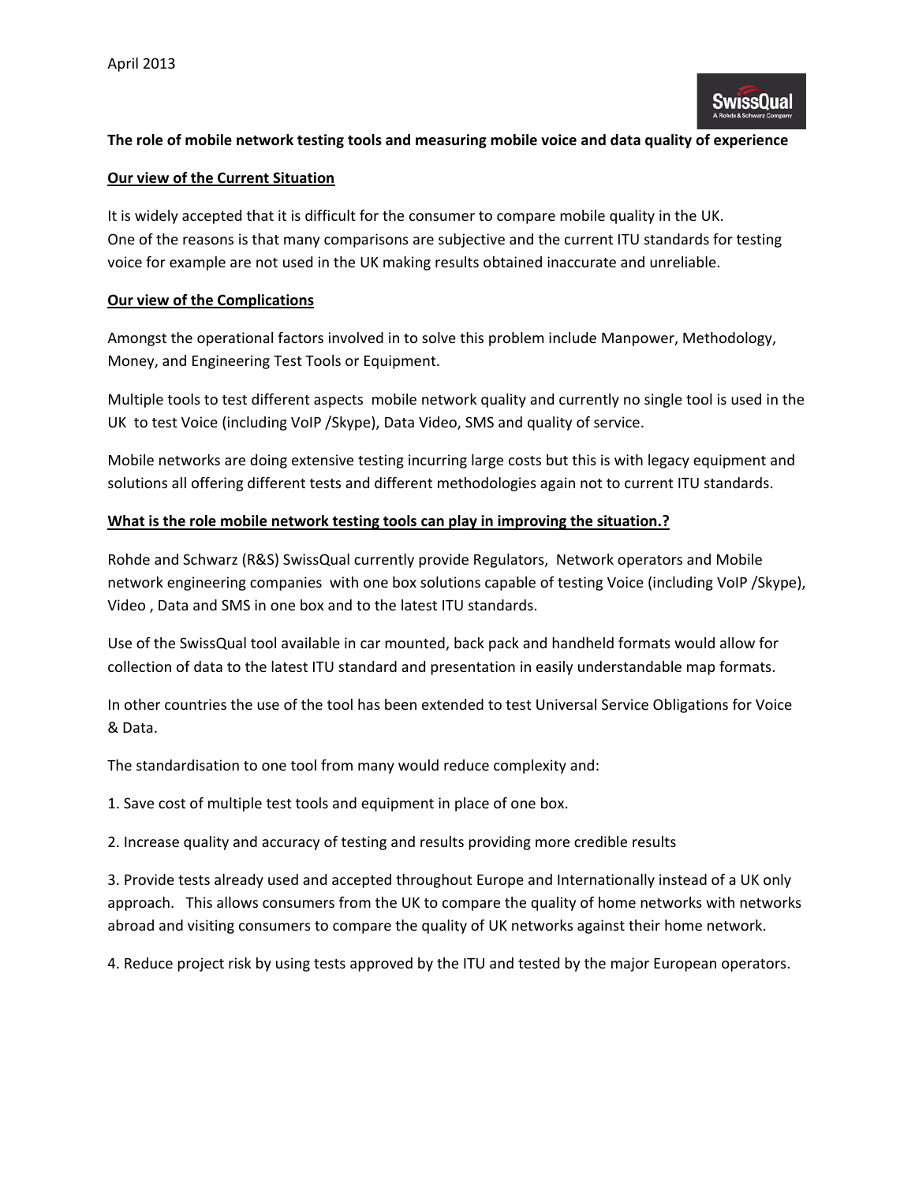April 2013

**The role of mobile network testing tools and measuring mobile voice and data quality of experience**

## Our view of the Current Situation

It is widely accepted that it is difficult for the consumer to compare mobile quality in the UK. One of the reasons is that many comparisons are subjective and the current ITU standards for testing voice for example are not used in the UK making results obtained inaccurate and unreliable.

## Our view of the Complications

Amongst the operational factors involved in to solve this problem include Manpower, Methodology, Money, and Engineering Test Tools or Equipment.

Multiple tools to test different aspects mobile network quality and currently no single tool is used in the UK to test Voice (including VoIP /Skype), Data Video, SMS and quality of service.

Mobile networks are doing extensive testing incurring large costs but this is with legacy equipment and solutions all offering different tests and different methodologies again not to current ITU standards.

## What is the role mobile network testing tools can play in improving the situation.?

Rohde and Schwarz (R&S) SwissQual currently provide Regulators, Network operators and Mobile network engineering companies with one box solutions capable of testing Voice (including VoIP /Skype), Video , Data and SMS in one box and to the latest ITU standards.

Use of the SwissQual tool available in car mounted, back pack and handheld formats would allow for collection of data to the latest ITU standard and presentation in easily understandable map formats.

In other countries the use of the tool has been extended to test Universal Service Obligations for Voice & Data.

The standardisation to one tool from many would reduce complexity and:

1. Save cost of multiple test tools and equipment in place of one box.

2. Increase quality and accuracy of testing and results providing more credible results

3. Provide tests already used and accepted throughout Europe and Internationally instead of a UK only approach. This allows consumers from the UK to compare the quality of home networks with networks abroad and visiting consumers to compare the quality of UK networks against their home network.

4. Reduce project risk by using tests approved by the ITU and tested by the major European operators.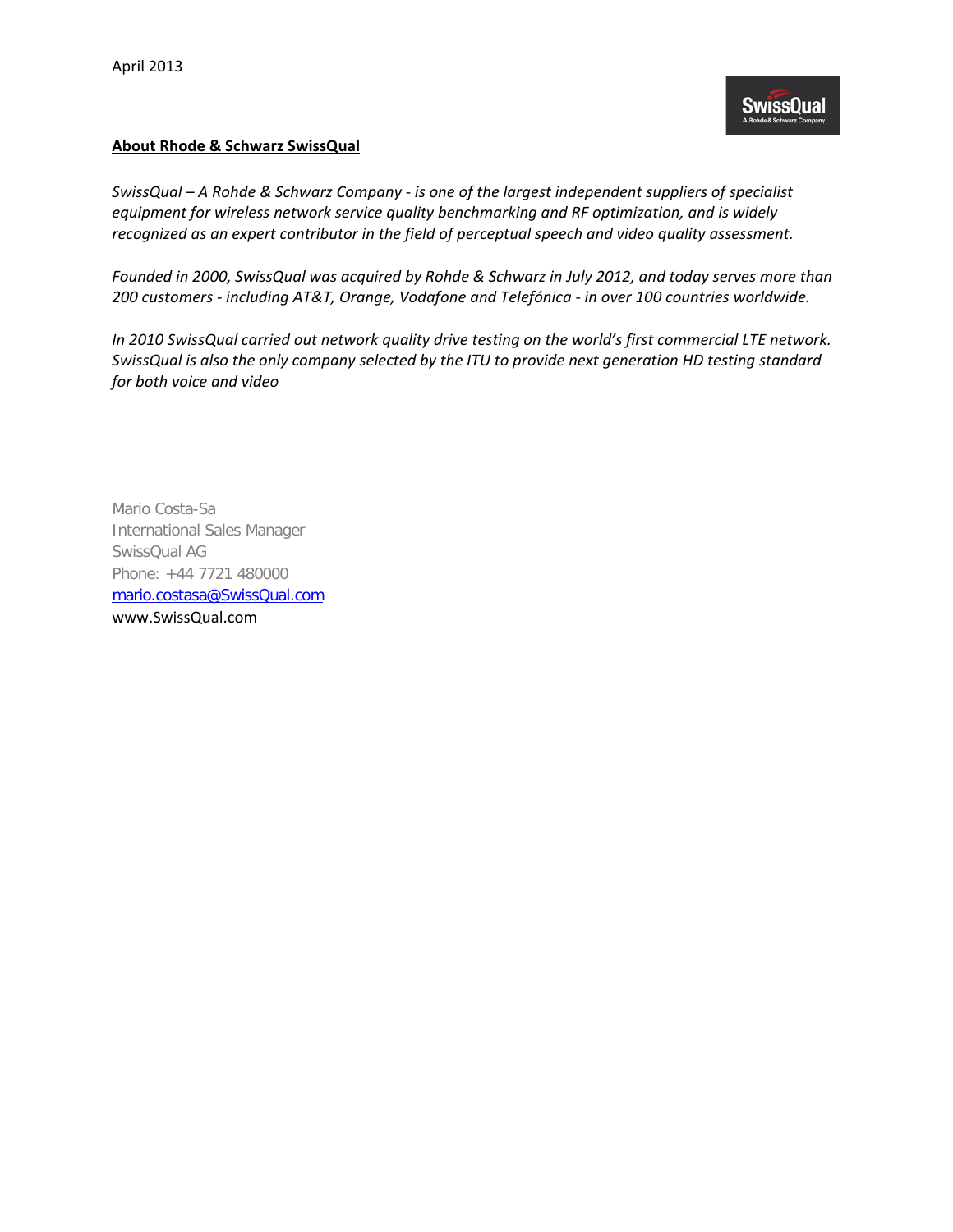April 2013

**About Rhode & Schwarz SwissQual**

*SwissQual – A Rohde & Schwarz Company - is one of the largest independent suppliers of specialist equipment for wireless network service quality benchmarking and RF optimization, and is widely recognized as an expert contributor in the field of perceptual speech and video quality assessment.*

*Founded in 2000, SwissQual was acquired by Rohde & Schwarz in July 2012, and today serves more than 200 customers - including AT&T, Orange, Vodafone and Telefónica - in over 100 countries worldwide.*

*In 2010 SwissQual carried out network quality drive testing on the world's first commercial LTE network. SwissQual is also the only company selected by the ITU to provide next generation HD testing standard for both voice and video*

Mario Costa-Sa
International Sales Manager
SwissQual AG
Phone: +44 7721 480000
mario.costasa@SwissQual.com
www.SwissQual.com